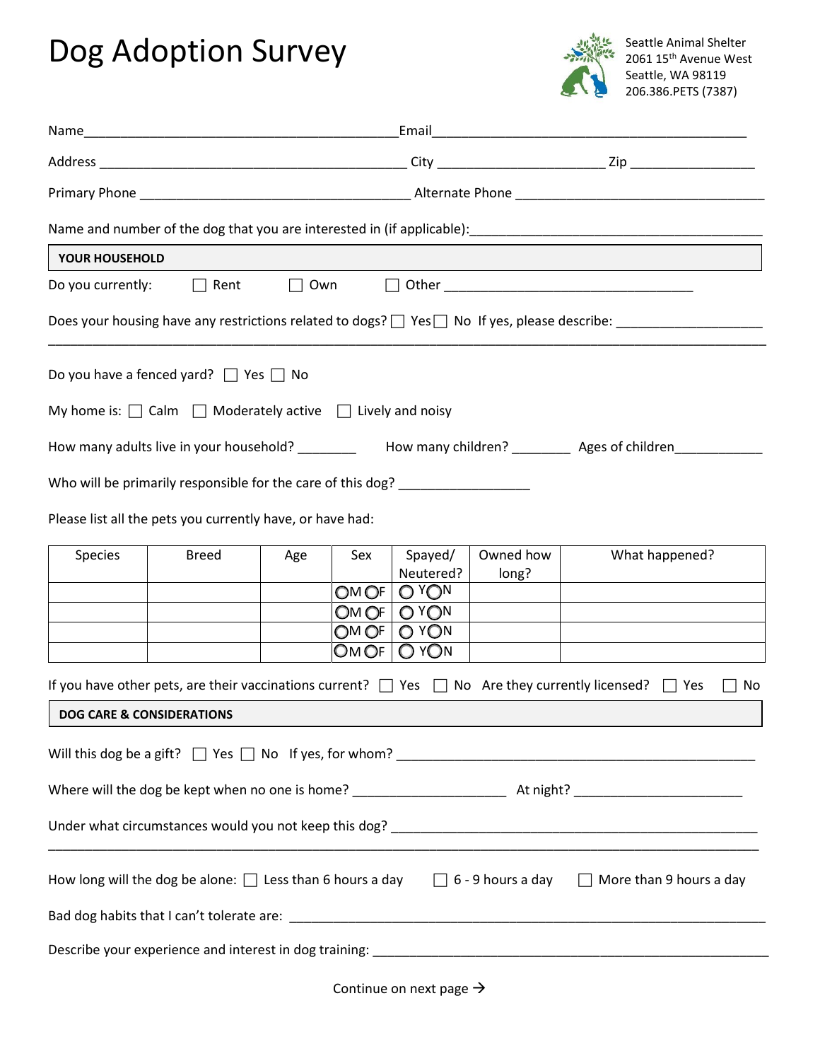# Dog Adoption Survey

Seattle Animal Shelter
2061 15th Avenue West
Seattle, WA 98119
206.386.PETS (7387)

Name_______________________________________Email_______________________________________

Address ______________________________________ City ____________________ Zip _______________

Primary Phone __________________________________ Alternate Phone _______________________________

Name and number of the dog that you are interested in (if applicable):_____________________________________

## YOUR HOUSEHOLD

Do you currently: ☐ Rent ☐ Own ☐ Other _______________________________

Does your housing have any restrictions related to dogs? ☐ Yes ☐ No If yes, please describe: __________________
_____________________________________________________________________________________________

Do you have a fenced yard? ☐ Yes ☐ No

My home is: ☐ Calm ☐ Moderately active ☐ Lively and noisy

How many adults live in your household? ________ How many children? ________ Ages of children___________

Who will be primarily responsible for the care of this dog? _________________

Please list all the pets you currently have, or have had:

| Species | Breed | Age | Sex | Spayed/ Neutered? | Owned how long? | What happened? |
|---|---|---|---|---|---|---|
| | | | ○M ○F | ○ Y○N | | |
| | | | ○M ○F | ○ Y○N | | |
| | | | ○M ○F | ○ Y○N | | |
| | | | ○M ○F | ○ Y○N | | |

If you have other pets, are their vaccinations current? ☐ Yes ☐ No Are they currently licensed? ☐ Yes ☐ No

## DOG CARE & CONSIDERATIONS

Will this dog be a gift? ☐ Yes ☐ No If yes, for whom? ____________________________________________

Where will the dog be kept when no one is home? ____________________ At night? _____________________

Under what circumstances would you not keep this dog? ______________________________________________
_____________________________________________________________________________________________

How long will the dog be alone: ☐ Less than 6 hours a day ☐ 6 - 9 hours a day ☐ More than 9 hours a day

Bad dog habits that I can't tolerate are: ____________________________________________________________

Describe your experience and interest in dog training: ________________________________________________

Continue on next page →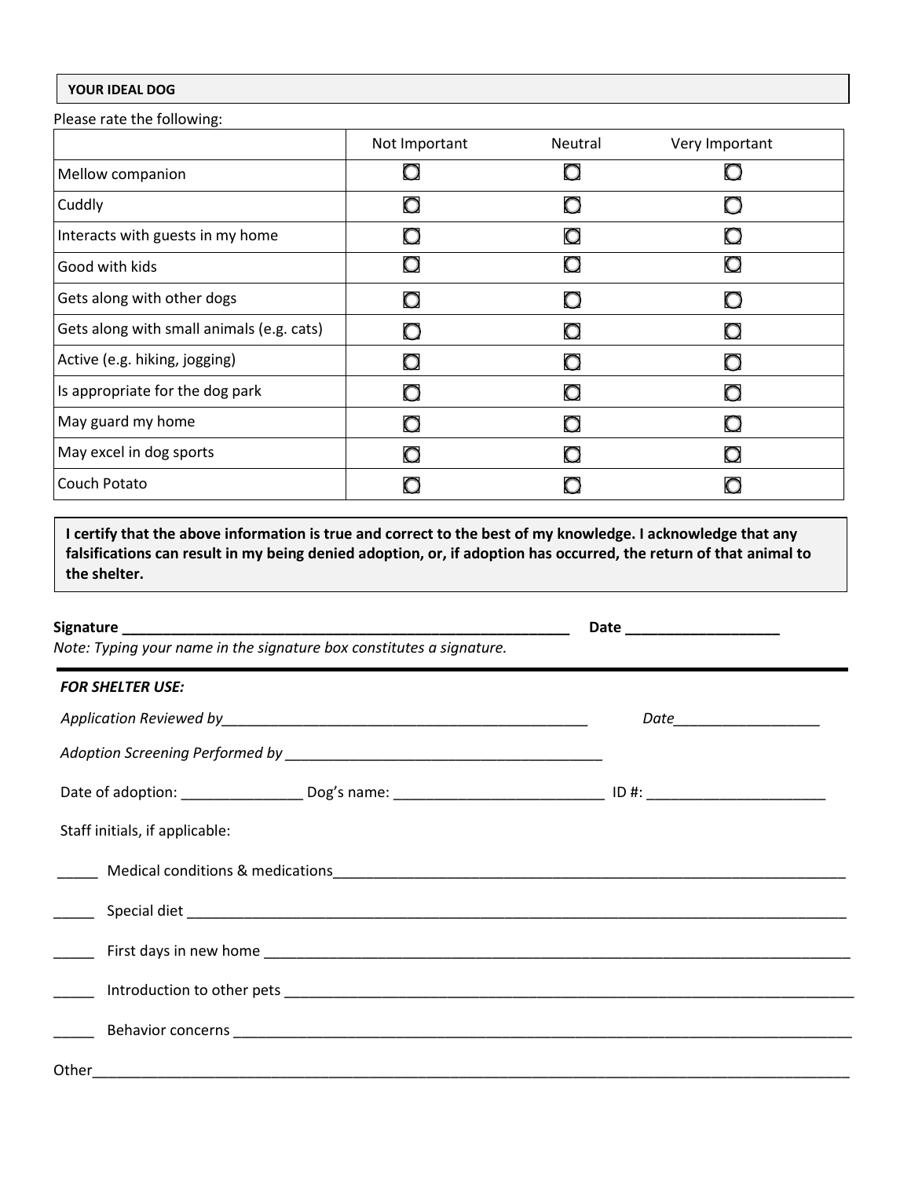## YOUR IDEAL DOG

Please rate the following:

| | Not Important | Neutral | Very Important |
|---|---|---|---|
| Mellow companion | ◯ | ◯ | ◯ |
| Cuddly | ◯ | ◯ | ◯ |
| Interacts with guests in my home | ◯ | ◯ | ◯ |
| Good with kids | ◯ | ◯ | ◯ |
| Gets along with other dogs | ◯ | ◯ | ◯ |
| Gets along with small animals (e.g. cats) | ◯ | ◯ | ◯ |
| Active (e.g. hiking, jogging) | ◯ | ◯ | ◯ |
| Is appropriate for the dog park | ◯ | ◯ | ◯ |
| May guard my home | ◯ | ◯ | ◯ |
| May excel in dog sports | ◯ | ◯ | ◯ |
| Couch Potato | ◯ | ◯ | ◯ |

**I certify that the above information is true and correct to the best of my knowledge. I acknowledge that any falsifications can result in my being denied adoption, or, if adoption has occurred, the return of that animal to the shelter.**

**Signature** ______________________________________________ **Date** ___________________

*Note: Typing your name in the signature box constitutes a signature.*

***FOR SHELTER USE:***

*Application Reviewed by*_______________________________________________ *Date*__________________

*Adoption Screening Performed by* ________________________________________

Date of adoption: _______________ Dog's name: __________________________ ID #: ______________________

Staff initials, if applicable:

_____ Medical conditions & medications_________________________________________________________________

_____ Special diet ___________________________________________________________________________________

_____ First days in new home _________________________________________________________________________

_____ Introduction to other pets _______________________________________________________________________

_____ Behavior concerns _____________________________________________________________________________

Other____________________________________________________________________________________________